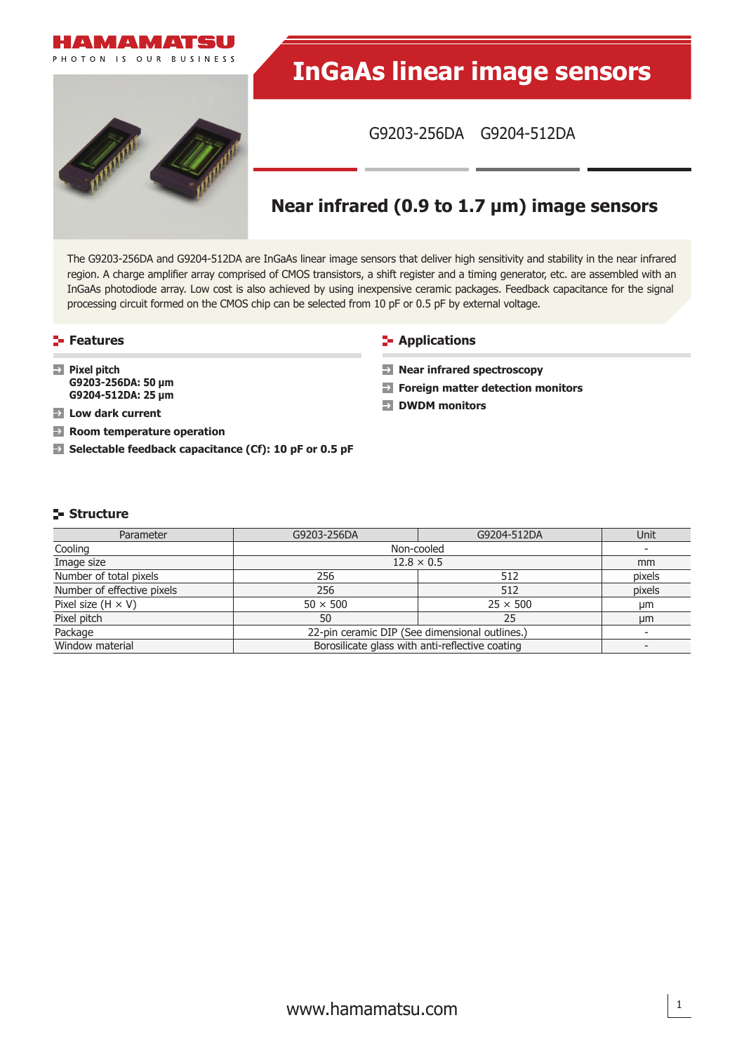# InGaAs linear image sensors

G9203-256DA G9204-512DA

## Near infrared (0.9 to 1.7 μm) image sensors

The G9203-256DA and G9204-512DA are InGaAs linear image sensors that deliver high sensitivity and stability in the near infrared region. A charge amplifier array comprised of CMOS transistors, a shift register and a timing generator, etc. are assembled with an InGaAs photodiode array. Low cost is also achieved by using inexpensive ceramic packages. Feedback capacitance for the signal processing circuit formed on the CMOS chip can be selected from 10 pF or 0.5 pF by external voltage.

### Features

- **Pixel pitch**
  **G9203-256DA: 50 μm**
  **G9204-512DA: 25 μm**
- **Low dark current**
- **Room temperature operation**
- **Selectable feedback capacitance (Cf): 10 pF or 0.5 pF**

### Applications

- **Near infrared spectroscopy**
- **Foreign matter detection monitors**
- **DWDM monitors**

### Structure

| Parameter | G9203-256DA | G9204-512DA | Unit |
|---|---|---|---|
| Cooling | Non-cooled | | - |
| Image size | 12.8 × 0.5 | | mm |
| Number of total pixels | 256 | 512 | pixels |
| Number of effective pixels | 256 | 512 | pixels |
| Pixel size (H × V) | 50 × 500 | 25 × 500 | μm |
| Pixel pitch | 50 | 25 | μm |
| Package | 22-pin ceramic DIP (See dimensional outlines.) | | - |
| Window material | Borosilicate glass with anti-reflective coating | | - |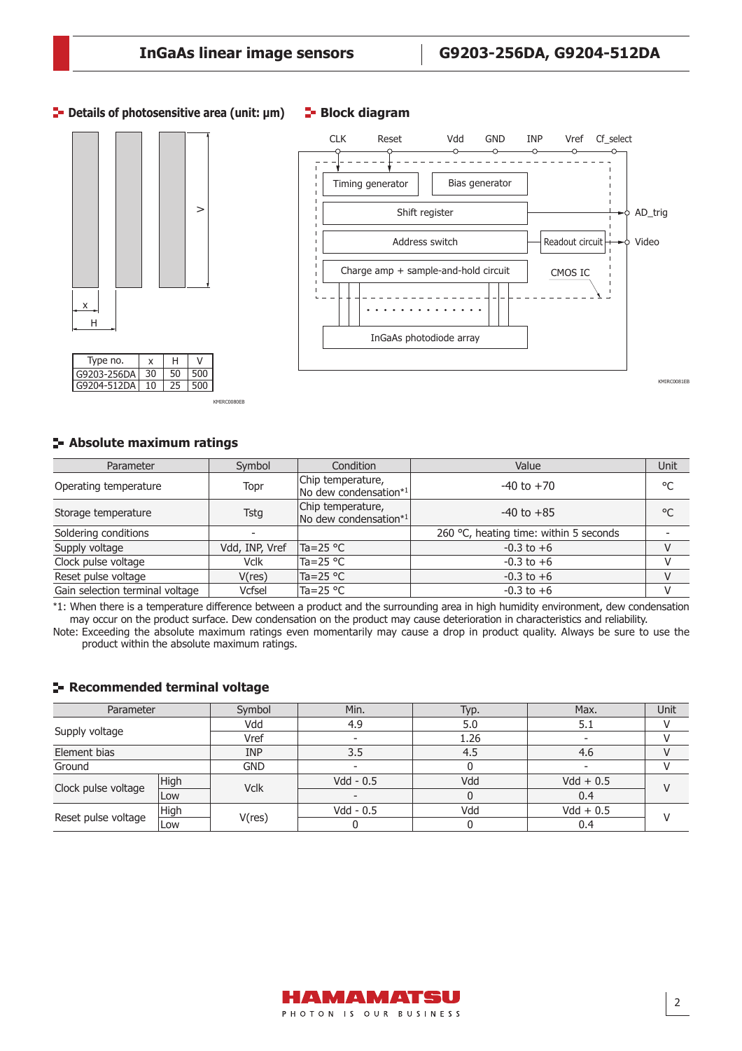## Details of photosensitive area (unit: μm)

| Type no. | x | H | V |
|---|---|---|---|
| G9203-256DA | 30 | 50 | 500 |
| G9204-512DA | 10 | 25 | 500 |

KMIRC0080EB

## Block diagram

KMIRC0081EB

## Absolute maximum ratings

| Parameter | Symbol | Condition | Value | Unit |
|---|---|---|---|---|
| Operating temperature | Topr | Chip temperature, No dew condensation*1 | -40 to +70 | °C |
| Storage temperature | Tstg | Chip temperature, No dew condensation*1 | -40 to +85 | °C |
| Soldering conditions | - | | 260 °C, heating time: within 5 seconds | - |
| Supply voltage | Vdd, INP, Vref | Ta=25 °C | -0.3 to +6 | V |
| Clock pulse voltage | Vclk | Ta=25 °C | -0.3 to +6 | V |
| Reset pulse voltage | V(res) | Ta=25 °C | -0.3 to +6 | V |
| Gain selection terminal voltage | Vcfsel | Ta=25 °C | -0.3 to +6 | V |

*1: When there is a temperature difference between a product and the surrounding area in high humidity environment, dew condensation may occur on the product surface. Dew condensation on the product may cause deterioration in characteristics and reliability.

Note: Exceeding the absolute maximum ratings even momentarily may cause a drop in product quality. Always be sure to use the product within the absolute maximum ratings.

## Recommended terminal voltage

| Parameter | | Symbol | Min. | Typ. | Max. | Unit |
|---|---|---|---|---|---|---|
| Supply voltage | | Vdd | 4.9 | 5.0 | 5.1 | V |
| | | Vref | - | 1.26 | - | V |
| Element bias | | INP | 3.5 | 4.5 | 4.6 | V |
| Ground | | GND | - | 0 | - | V |
| Clock pulse voltage | High | Vclk | Vdd - 0.5 | Vdd | Vdd + 0.5 | V |
| | Low | | - | 0 | 0.4 | |
| Reset pulse voltage | High | V(res) | Vdd - 0.5 | Vdd | Vdd + 0.5 | V |
| | Low | | 0 | 0 | 0.4 | |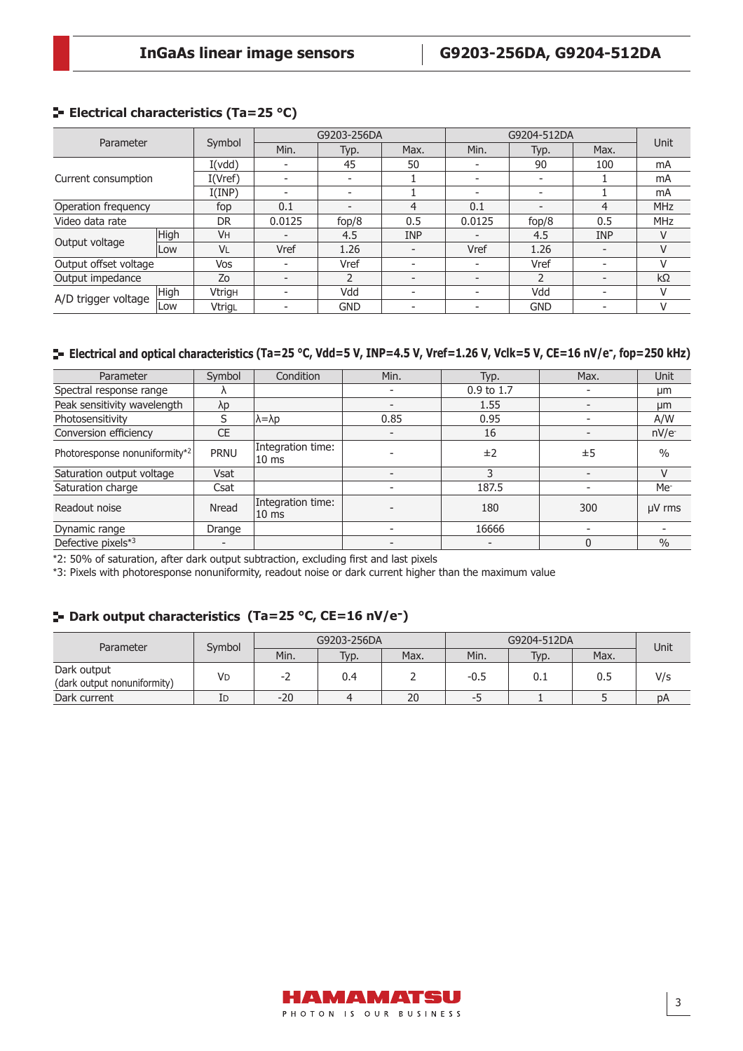## Electrical characteristics (Ta=25 °C)

| Parameter | | Symbol | G9203-256DA | | | G9204-512DA | | | Unit |
|---|---|---|---|---|---|---|---|---|---|
| | | | Min. | Typ. | Max. | Min. | Typ. | Max. | |
| Current consumption | | I(vdd) | - | 45 | 50 | - | 90 | 100 | mA |
| | | I(Vref) | - | - | 1 | - | - | 1 | mA |
| | | I(INP) | - | - | 1 | - | - | 1 | mA |
| Operation frequency | | fop | 0.1 | - | 4 | 0.1 | - | 4 | MHz |
| Video data rate | | DR | 0.0125 | fop/8 | 0.5 | 0.0125 | fop/8 | 0.5 | MHz |
| Output voltage | High | $V_H$ | - | 4.5 | INP | - | 4.5 | INP | V |
| | Low | $V_L$ | Vref | 1.26 | - | Vref | 1.26 | - | V |
| Output offset voltage | | Vos | - | Vref | - | - | Vref | - | V |
| Output impedance | | Zo | - | 2 | - | - | 2 | - | kΩ |
| A/D trigger voltage | High | $Vtrig_H$ | - | Vdd | - | - | Vdd | - | V |
| | Low | $Vtrig_L$ | - | GND | - | - | GND | - | V |

## Electrical and optical characteristics (Ta=25 °C, Vdd=5 V, INP=4.5 V, Vref=1.26 V, Vclk=5 V, CE=16 nV/e⁻, fop=250 kHz)

| Parameter | Symbol | Condition | Min. | Typ. | Max. | Unit |
|---|---|---|---|---|---|---|
| Spectral response range | λ | | - | 0.9 to 1.7 | - | µm |
| Peak sensitivity wavelength | λp | | - | 1.55 | - | µm |
| Photosensitivity | S | λ=λp | 0.85 | 0.95 | - | A/W |
| Conversion efficiency | CE | | - | 16 | - | nV/e⁻ |
| Photoresponse nonuniformity*2 | PRNU | Integration time: 10 ms | - | ±2 | ±5 | % |
| Saturation output voltage | Vsat | | - | 3 | - | V |
| Saturation charge | Csat | | - | 187.5 | - | Me⁻ |
| Readout noise | Nread | Integration time: 10 ms | - | 180 | 300 | µV rms |
| Dynamic range | Drange | | - | 16666 | - | - |
| Defective pixels*3 | - | | - | - | 0 | % |

*2: 50% of saturation, after dark output subtraction, excluding first and last pixels
*3: Pixels with photoresponse nonuniformity, readout noise or dark current higher than the maximum value

## Dark output characteristics (Ta=25 °C, CE=16 nV/e⁻)

| Parameter | Symbol | G9203-256DA | | | G9204-512DA | | | Unit |
|---|---|---|---|---|---|---|---|---|
| | | Min. | Typ. | Max. | Min. | Typ. | Max. | |
| Dark output (dark output nonuniformity) | $V_D$ | -2 | 0.4 | 2 | -0.5 | 0.1 | 0.5 | V/s |
| Dark current | $I_D$ | -20 | 4 | 20 | -5 | 1 | 5 | pA |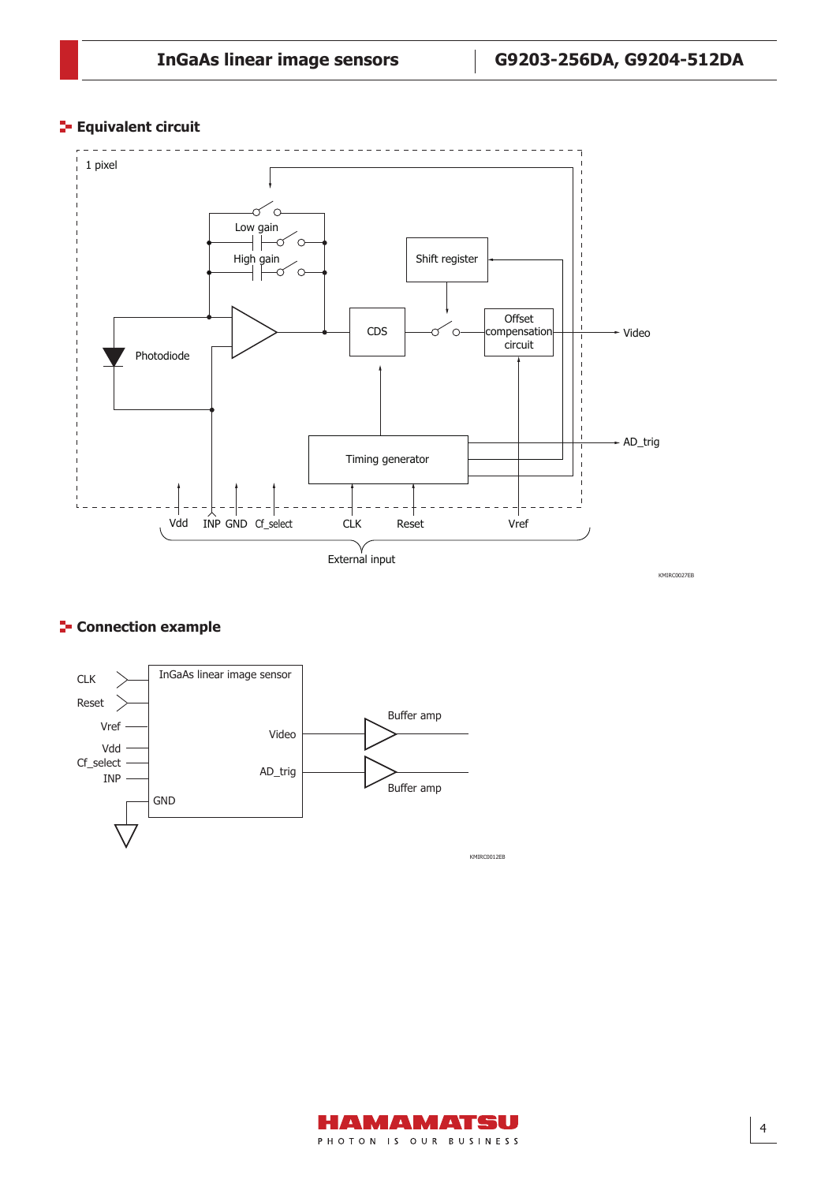## Equivalent circuit

1 pixel

Low gain

High gain

Shift register

Photodiode

CDS

Offset compensation circuit

Video

AD_trig

Timing generator

Vdd INP GND Cf_select CLK Reset Vref

External input

KMIRC0027EB

## Connection example

CLK

Reset

Vref

Vdd

Cf_select

INP

InGaAs linear image sensor

Video

AD_trig

GND

Buffer amp

Buffer amp

KMIRC0012EB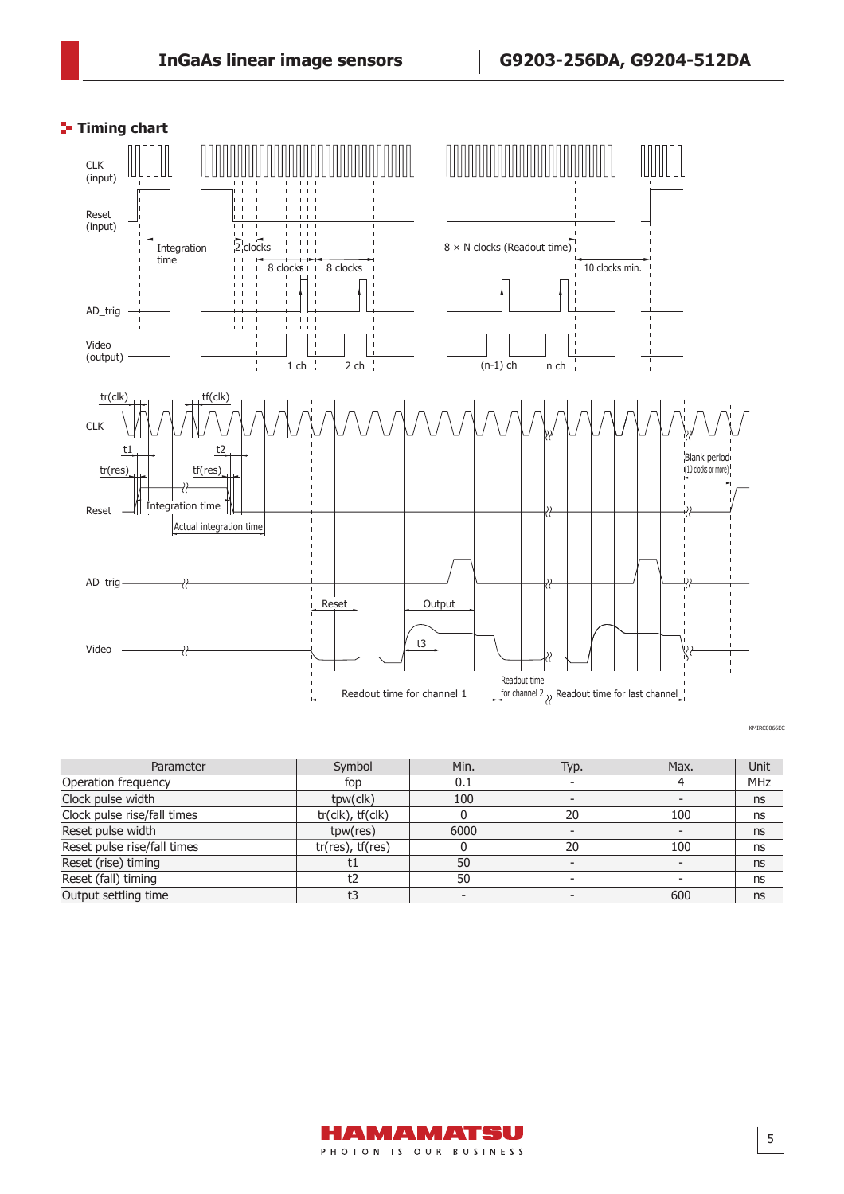## Timing chart

| Parameter | Symbol | Min. | Typ. | Max. | Unit |
|---|---|---|---|---|---|
| Operation frequency | fop | 0.1 | - | 4 | MHz |
| Clock pulse width | tpw(clk) | 100 | - | - | ns |
| Clock pulse rise/fall times | tr(clk), tf(clk) | 0 | 20 | 100 | ns |
| Reset pulse width | tpw(res) | 6000 | - | - | ns |
| Reset pulse rise/fall times | tr(res), tf(res) | 0 | 20 | 100 | ns |
| Reset (rise) timing | t1 | 50 | - | - | ns |
| Reset (fall) timing | t2 | 50 | - | - | ns |
| Output settling time | t3 | - | - | 600 | ns |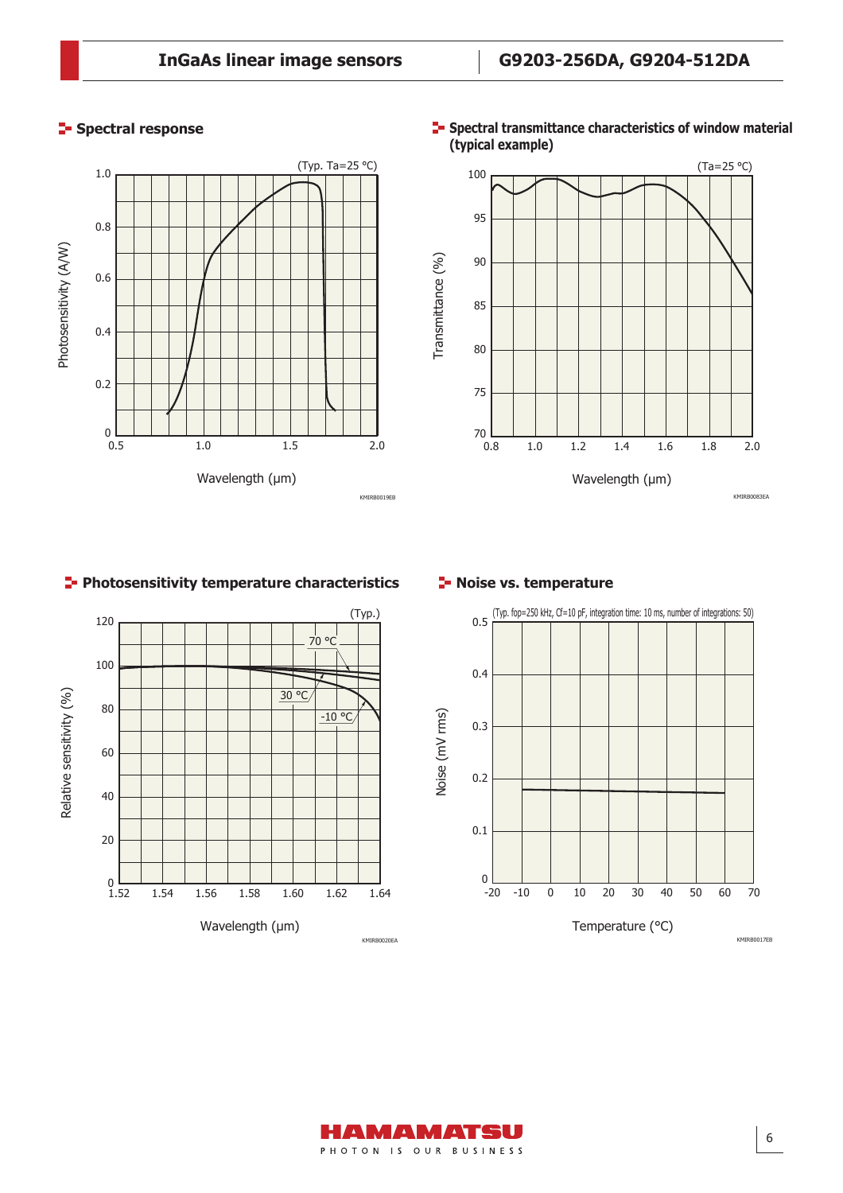## Spectral response

(Typ. Ta=25 °C)

Photosensitivity (A/W) vs. Wavelength (µm)

KMIRB0019EB

## Spectral transmittance characteristics of window material (typical example)

(Ta=25 °C)

Transmittance (%) vs. Wavelength (µm)

KMIRB0083EA

## Photosensitivity temperature characteristics

(Typ.)

Relative sensitivity (%) vs. Wavelength (µm)

70 °C, 30 °C, -10 °C

KMIRB0020EA

## Noise vs. temperature

(Typ. fop=250 kHz, Cf=10 pF, integration time: 10 ms, number of integrations: 50)

Noise (mV rms) vs. Temperature (°C)

KMIRB0017EB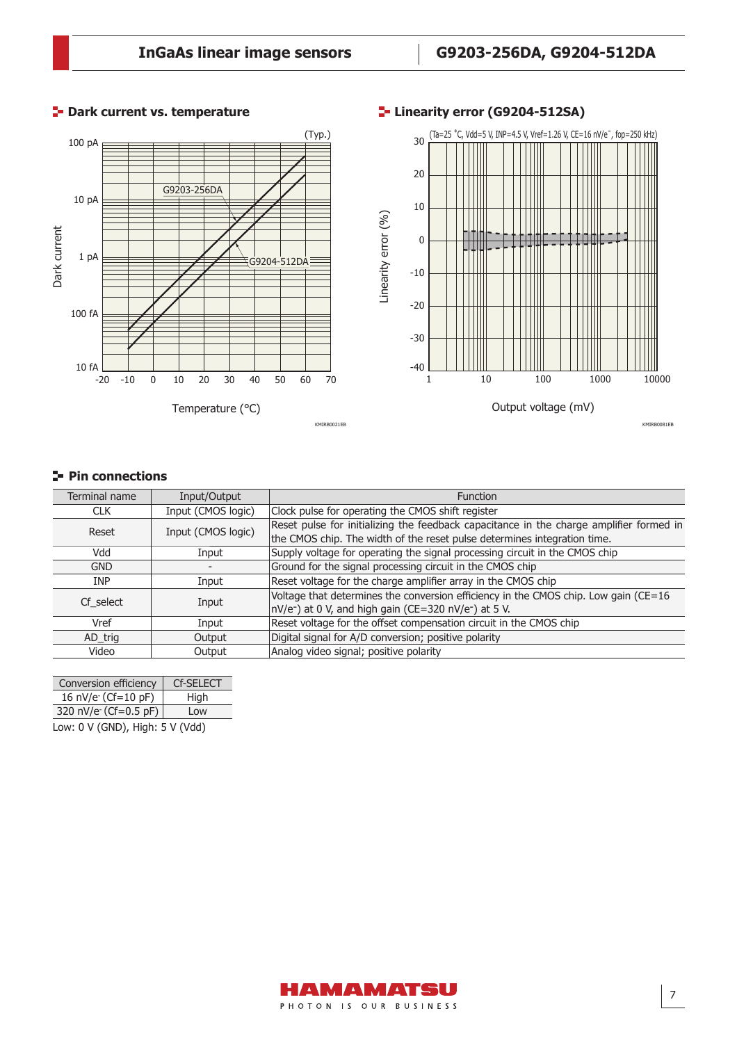## Dark current vs. temperature

(Typ.)

Dark current: 100 pA, 10 pA, 1 pA, 100 fA, 10 fA

G9203-256DA

G9204-512DA

Temperature (°C): -20, -10, 0, 10, 20, 30, 40, 50, 60, 70

KMIRB0021EB

## Linearity error (G9204-512SA)

(Ta=25 °C, Vdd=5 V, INP=4.5 V, Vref=1.26 V, CE=16 nV/e⁻, fop=250 kHz)

Linearity error (%): 30, 20, 10, 0, -10, -20, -30, -40

Output voltage (mV): 1, 10, 100, 1000, 10000

KMIRB0081EB

## Pin connections

| Terminal name | Input/Output | Function |
| --- | --- | --- |
| CLK | Input (CMOS logic) | Clock pulse for operating the CMOS shift register |
| Reset | Input (CMOS logic) | Reset pulse for initializing the feedback capacitance in the charge amplifier formed in the CMOS chip. The width of the reset pulse determines integration time. |
| Vdd | Input | Supply voltage for operating the signal processing circuit in the CMOS chip |
| GND | - | Ground for the signal processing circuit in the CMOS chip |
| INP | Input | Reset voltage for the charge amplifier array in the CMOS chip |
| Cf_select | Input | Voltage that determines the conversion efficiency in the CMOS chip. Low gain (CE=16 nV/e⁻) at 0 V, and high gain (CE=320 nV/e⁻) at 5 V. |
| Vref | Input | Reset voltage for the offset compensation circuit in the CMOS chip |
| AD_trig | Output | Digital signal for A/D conversion; positive polarity |
| Video | Output | Analog video signal; positive polarity |

| Conversion efficiency | Cf-SELECT |
| --- | --- |
| 16 nV/e⁻ (Cf=10 pF) | High |
| 320 nV/e⁻ (Cf=0.5 pF) | Low |

Low: 0 V (GND), High: 5 V (Vdd)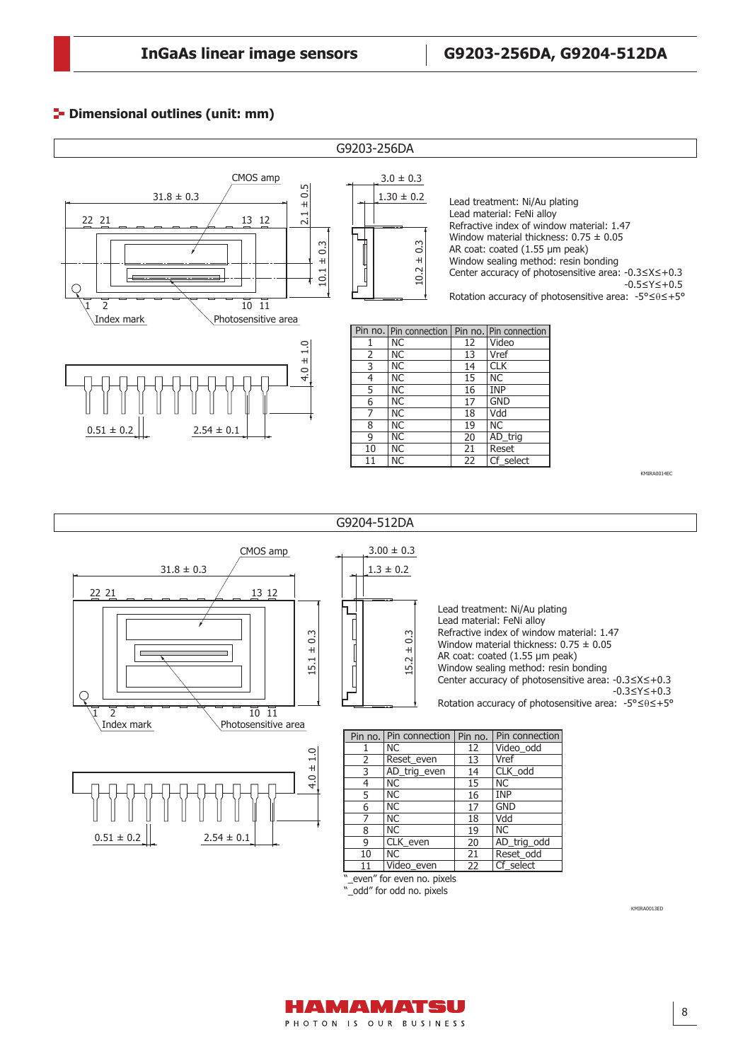## Dimensional outlines (unit: mm)

### G9203-256DA

CMOS amp

31.8 ± 0.3

2.1 ± 0.5

10.1 ± 0.3

3.0 ± 0.3

1.30 ± 0.2

10.2 ± 0.3

Index mark

Photosensitive area

4.0 ± 1.0

0.51 ± 0.2

2.54 ± 0.1

Lead treatment: Ni/Au plating
Lead material: FeNi alloy
Refractive index of window material: 1.47
Window material thickness: 0.75 ± 0.05
AR coat: coated (1.55 μm peak)
Window sealing method: resin bonding
Center accuracy of photosensitive area: $-0.3 \le X \le +0.3$
$-0.5 \le Y \le +0.5$
Rotation accuracy of photosensitive area: $-5° \le \theta \le +5°$

| Pin no. | Pin connection | Pin no. | Pin connection |
|---|---|---|---|
| 1 | NC | 12 | Video |
| 2 | NC | 13 | Vref |
| 3 | NC | 14 | CLK |
| 4 | NC | 15 | NC |
| 5 | NC | 16 | INP |
| 6 | NC | 17 | GND |
| 7 | NC | 18 | Vdd |
| 8 | NC | 19 | NC |
| 9 | NC | 20 | AD_trig |
| 10 | NC | 21 | Reset |
| 11 | NC | 22 | Cf_select |

KMIRA0014EC

### G9204-512DA

CMOS amp

31.8 ± 0.3

15.1 ± 0.3

3.00 ± 0.3

1.3 ± 0.2

15.2 ± 0.3

Index mark

Photosensitive area

4.0 ± 1.0

0.51 ± 0.2

2.54 ± 0.1

Lead treatment: Ni/Au plating
Lead material: FeNi alloy
Refractive index of window material: 1.47
Window material thickness: 0.75 ± 0.05
AR coat: coated (1.55 μm peak)
Window sealing method: resin bonding
Center accuracy of photosensitive area: $-0.3 \le X \le +0.3$
$-0.3 \le Y \le +0.3$
Rotation accuracy of photosensitive area: $-5° \le \theta \le +5°$

| Pin no. | Pin connection | Pin no. | Pin connection |
|---|---|---|---|
| 1 | NC | 12 | Video_odd |
| 2 | Reset_even | 13 | Vref |
| 3 | AD_trig_even | 14 | CLK_odd |
| 4 | NC | 15 | NC |
| 5 | NC | 16 | INP |
| 6 | NC | 17 | GND |
| 7 | NC | 18 | Vdd |
| 8 | NC | 19 | NC |
| 9 | CLK_even | 20 | AD_trig_odd |
| 10 | NC | 21 | Reset_odd |
| 11 | Video_even | 22 | Cf_select |

"_even" for even no. pixels
"_odd" for odd no. pixels

KMIRA0013ED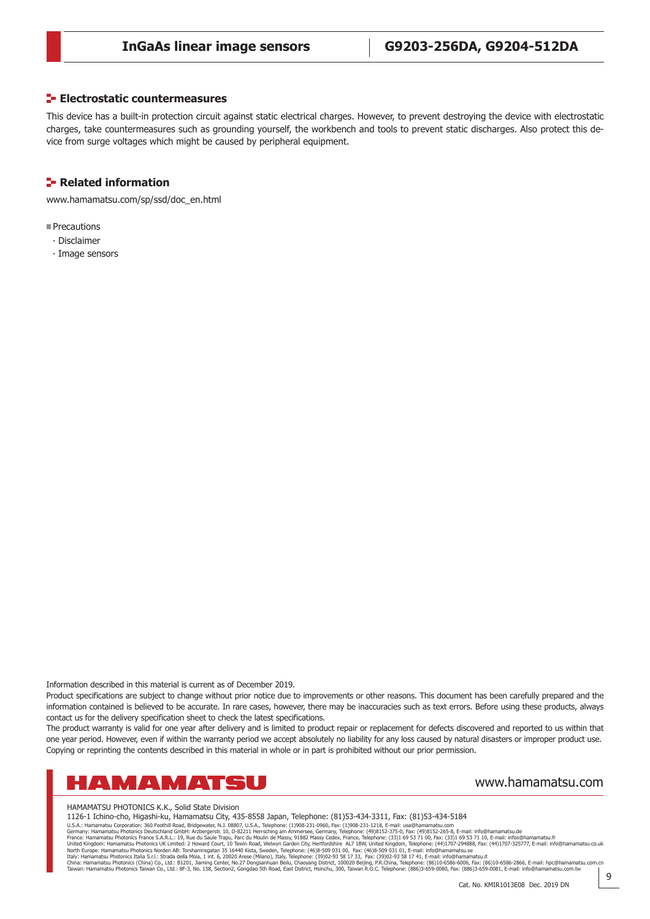## Electrostatic countermeasures

This device has a built-in protection circuit against static electrical charges. However, to prevent destroying the device with electrostatic charges, take countermeasures such as grounding yourself, the workbench and tools to prevent static discharges. Also protect this device from surge voltages which might be caused by peripheral equipment.

## Related information

www.hamamatsu.com/sp/ssd/doc_en.html

■ Precautions

- · Disclaimer
- · Image sensors

Information described in this material is current as of December 2019.

Product specifications are subject to change without prior notice due to improvements or other reasons. This document has been carefully prepared and the information contained is believed to be accurate. In rare cases, however, there may be inaccuracies such as text errors. Before using these products, always contact us for the delivery specification sheet to check the latest specifications.

The product warranty is valid for one year after delivery and is limited to product repair or replacement for defects discovered and reported to us within that one year period. However, even if within the warranty period we accept absolutely no liability for any loss caused by natural disasters or improper product use. Copying or reprinting the contents described in this material in whole or in part is prohibited without our prior permission.

HAMAMATSU

www.hamamatsu.com

HAMAMATSU PHOTONICS K.K., Solid State Division

1126-1 Ichino-cho, Higashi-ku, Hamamatsu City, 435-8558 Japan, Telephone: (81)53-434-3311, Fax: (81)53-434-5184

U.S.A.: Hamamatsu Corporation: 360 Foothill Road, Bridgewater, N.J. 08807, U.S.A., Telephone: (1)908-231-0960, Fax: (1)908-231-1218, E-mail: usa@hamamatsu.com
Germany: Hamamatsu Photonics Deutschland GmbH: Arzbergerstr. 10, D-82211 Herrsching am Ammersee, Germany, Telephone: (49)8152-375-0, Fax: (49)8152-265-8, E-mail: info@hamamatsu.de
France: Hamamatsu Photonics France S.A.R.L.: 19, Rue du Saule Trapu, Parc du Moulin de Massy, 91882 Massy Cedex, France, Telephone: (33)1 69 53 71 00, Fax: (33)1 69 53 71 10, E-mail: infos@hamamatsu.fr
United Kingdom: Hamamatsu Photonics UK Limited: 2 Howard Court, 10 Tewin Road, Welwyn Garden City, Hertfordshire AL7 1BW, United Kingdom, Telephone: (44)1707-294888, Fax: (44)1707-325777, E-mail: info@hamamatsu.co.uk
North Europe: Hamamatsu Photonics Norden AB: Torshamnsgatan 35 16440 Kista, Sweden, Telephone: (46)8-509 031 00, Fax: (46)8-509 031 01, E-mail: info@hamamatsu.se
Italy: Hamamatsu Photonics Italia S.r.l.: Strada della Moia, 1 int. 6, 20020 Arese (Milano), Italy, Telephone: (39)02-93 58 17 33, Fax: (39)02-93 58 17 41, E-mail: info@hamamatsu.it
China: Hamamatsu Photonics (China) Co., Ltd.: B1201, Jiaming Center, No.27 Dongsanhuan Beilu, Chaoyang District, 100020 Beijing, P.R.China, Telephone: (86)10-6586-6006, Fax: (86)10-6586-2866, E-mail: hpc@hamamatsu.com.cn
Taiwan: Hamamatsu Photonics Taiwan Co., Ltd.: 8F-3, No. 158, Section2, Gongdao 5th Road, East District, Hsinchu, 300, Taiwan R.O.C. Telephone: (886)3-659-0080, Fax: (886)3-659-0081, E-mail: info@hamamatsu.com.tw

Cat. No. KMIR1013E08 Dec. 2019 DN